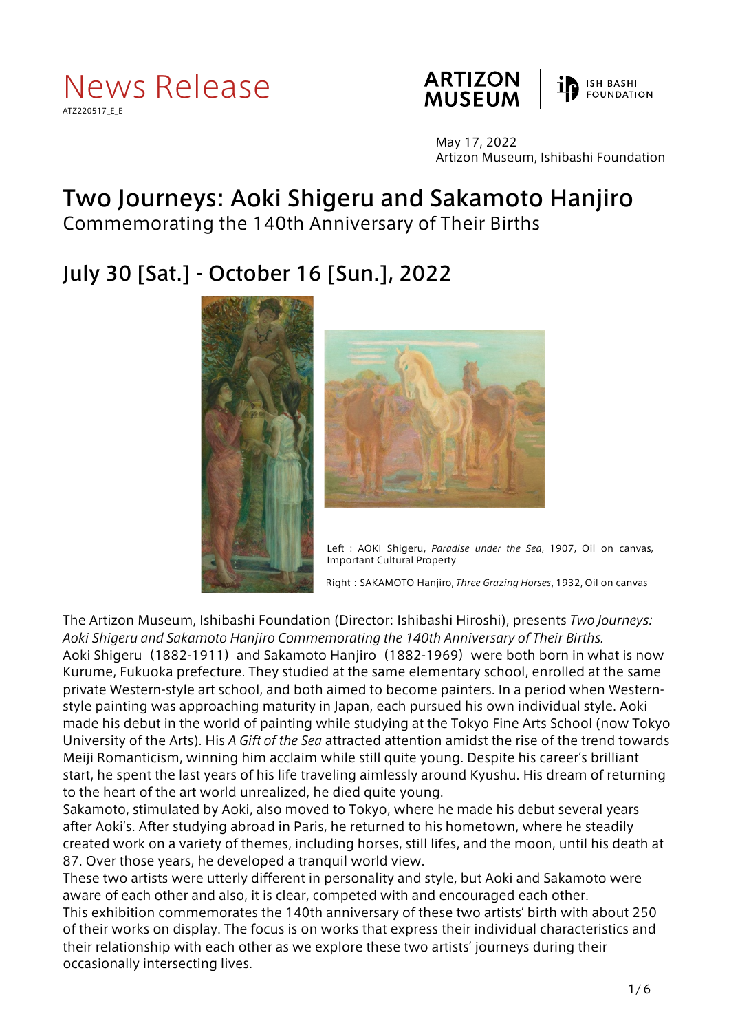# News Release

ATZ220517_E_E

ARTIZON MUSEUM | ISHIBASHI FOUNDATION

May 17, 2022
Artizon Museum, Ishibashi Foundation

# Two Journeys: Aoki Shigeru and Sakamoto Hanjiro

Commemorating the 140th Anniversary of Their Births

## July 30 [Sat.] - October 16 [Sun.], 2022

Left：AOKI Shigeru, *Paradise under the Sea*, 1907, Oil on canvas, Important Cultural Property

Right：SAKAMOTO Hanjiro, *Three Grazing Horses*, 1932, Oil on canvas

The Artizon Museum, Ishibashi Foundation (Director: Ishibashi Hiroshi), presents *Two Journeys: Aoki Shigeru and Sakamoto Hanjiro Commemorating the 140th Anniversary of Their Births.*
Aoki Shigeru（1882-1911）and Sakamoto Hanjiro（1882-1969）were both born in what is now Kurume, Fukuoka prefecture. They studied at the same elementary school, enrolled at the same private Western-style art school, and both aimed to become painters. In a period when Western-style painting was approaching maturity in Japan, each pursued his own individual style. Aoki made his debut in the world of painting while studying at the Tokyo Fine Arts School (now Tokyo University of the Arts). His *A Gift of the Sea* attracted attention amidst the rise of the trend towards Meiji Romanticism, winning him acclaim while still quite young. Despite his career's brilliant start, he spent the last years of his life traveling aimlessly around Kyushu. His dream of returning to the heart of the art world unrealized, he died quite young.
Sakamoto, stimulated by Aoki, also moved to Tokyo, where he made his debut several years after Aoki's. After studying abroad in Paris, he returned to his hometown, where he steadily created work on a variety of themes, including horses, still lifes, and the moon, until his death at 87. Over those years, he developed a tranquil world view.
These two artists were utterly different in personality and style, but Aoki and Sakamoto were aware of each other and also, it is clear, competed with and encouraged each other.
This exhibition commemorates the 140th anniversary of these two artists' birth with about 250 of their works on display. The focus is on works that express their individual characteristics and their relationship with each other as we explore these two artists' journeys during their occasionally intersecting lives.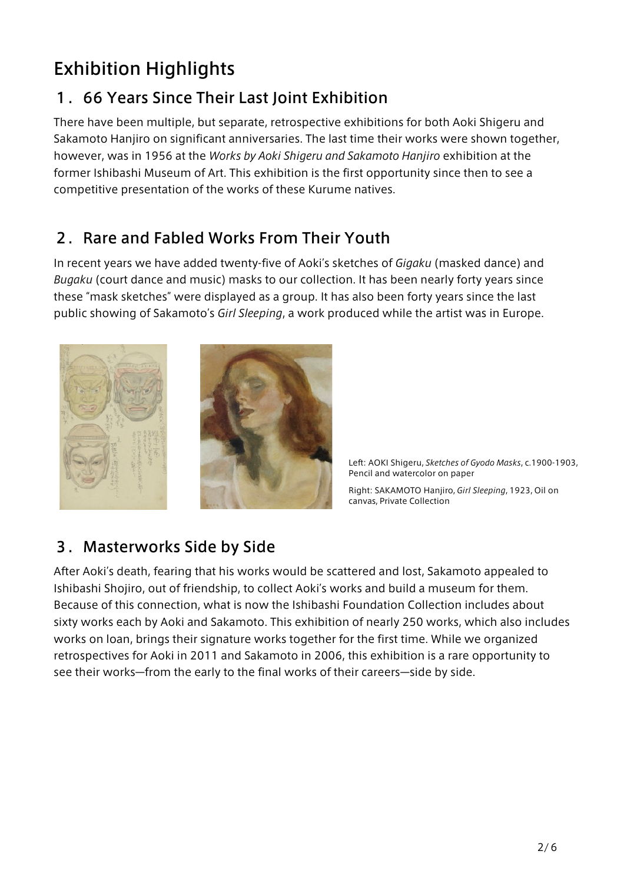# Exhibition Highlights

## 1. 66 Years Since Their Last Joint Exhibition

There have been multiple, but separate, retrospective exhibitions for both Aoki Shigeru and Sakamoto Hanjiro on significant anniversaries. The last time their works were shown together, however, was in 1956 at the *Works by Aoki Shigeru and Sakamoto Hanjiro* exhibition at the former Ishibashi Museum of Art. This exhibition is the first opportunity since then to see a competitive presentation of the works of these Kurume natives.

## 2. Rare and Fabled Works From Their Youth

In recent years we have added twenty-five of Aoki's sketches of *Gigaku* (masked dance) and *Bugaku* (court dance and music) masks to our collection. It has been nearly forty years since these "mask sketches" were displayed as a group. It has also been forty years since the last public showing of Sakamoto's *Girl Sleeping*, a work produced while the artist was in Europe.

Left: AOKI Shigeru, *Sketches of Gyodo Masks*, c.1900-1903, Pencil and watercolor on paper

Right: SAKAMOTO Hanjiro, *Girl Sleeping*, 1923, Oil on canvas, Private Collection

## 3. Masterworks Side by Side

After Aoki's death, fearing that his works would be scattered and lost, Sakamoto appealed to Ishibashi Shojiro, out of friendship, to collect Aoki's works and build a museum for them. Because of this connection, what is now the Ishibashi Foundation Collection includes about sixty works each by Aoki and Sakamoto. This exhibition of nearly 250 works, which also includes works on loan, brings their signature works together for the first time. While we organized retrospectives for Aoki in 2011 and Sakamoto in 2006, this exhibition is a rare opportunity to see their works—from the early to the final works of their careers—side by side.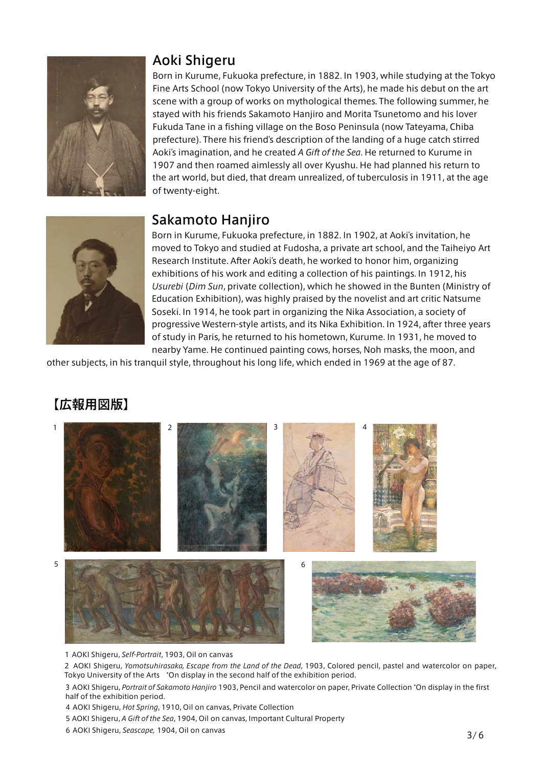## Aoki Shigeru

Born in Kurume, Fukuoka prefecture, in 1882. In 1903, while studying at the Tokyo Fine Arts School (now Tokyo University of the Arts), he made his debut on the art scene with a group of works on mythological themes. The following summer, he stayed with his friends Sakamoto Hanjiro and Morita Tsunetomo and his lover Fukuda Tane in a fishing village on the Boso Peninsula (now Tateyama, Chiba prefecture). There his friend's description of the landing of a huge catch stirred Aoki's imagination, and he created *A Gift of the Sea*. He returned to Kurume in 1907 and then roamed aimlessly all over Kyushu. He had planned his return to the art world, but died, that dream unrealized, of tuberculosis in 1911, at the age of twenty-eight.

## Sakamoto Hanjiro

Born in Kurume, Fukuoka prefecture, in 1882. In 1902, at Aoki's invitation, he moved to Tokyo and studied at Fudosha, a private art school, and the Taiheiyo Art Research Institute. After Aoki's death, he worked to honor him, organizing exhibitions of his work and editing a collection of his paintings. In 1912, his *Usurebi* (*Dim Sun*, private collection), which he showed in the Bunten (Ministry of Education Exhibition), was highly praised by the novelist and art critic Natsume Soseki. In 1914, he took part in organizing the Nika Association, a society of progressive Western-style artists, and its Nika Exhibition. In 1924, after three years of study in Paris, he returned to his hometown, Kurume. In 1931, he moved to nearby Yame. He continued painting cows, horses, Noh masks, the moon, and other subjects, in his tranquil style, throughout his long life, which ended in 1969 at the age of 87.

## 【広報用図版】

1 AOKI Shigeru, *Self-Portrait*, 1903, Oil on canvas

2 AOKI Shigeru, *Yomotsuhirasaka, Escape from the Land of the Dead*, 1903, Colored pencil, pastel and watercolor on paper, Tokyo University of the Arts \*On display in the second half of the exhibition period.

3 AOKI Shigeru, *Portrait of Sakamoto Hanjiro* 1903, Pencil and watercolor on paper, Private Collection \*On display in the first half of the exhibition period.

4 AOKI Shigeru, *Hot Spring*, 1910, Oil on canvas, Private Collection

5 AOKI Shigeru, *A Gift of the Sea*, 1904, Oil on canvas, Important Cultural Property

6 AOKI Shigeru, *Seascape,* 1904, Oil on canvas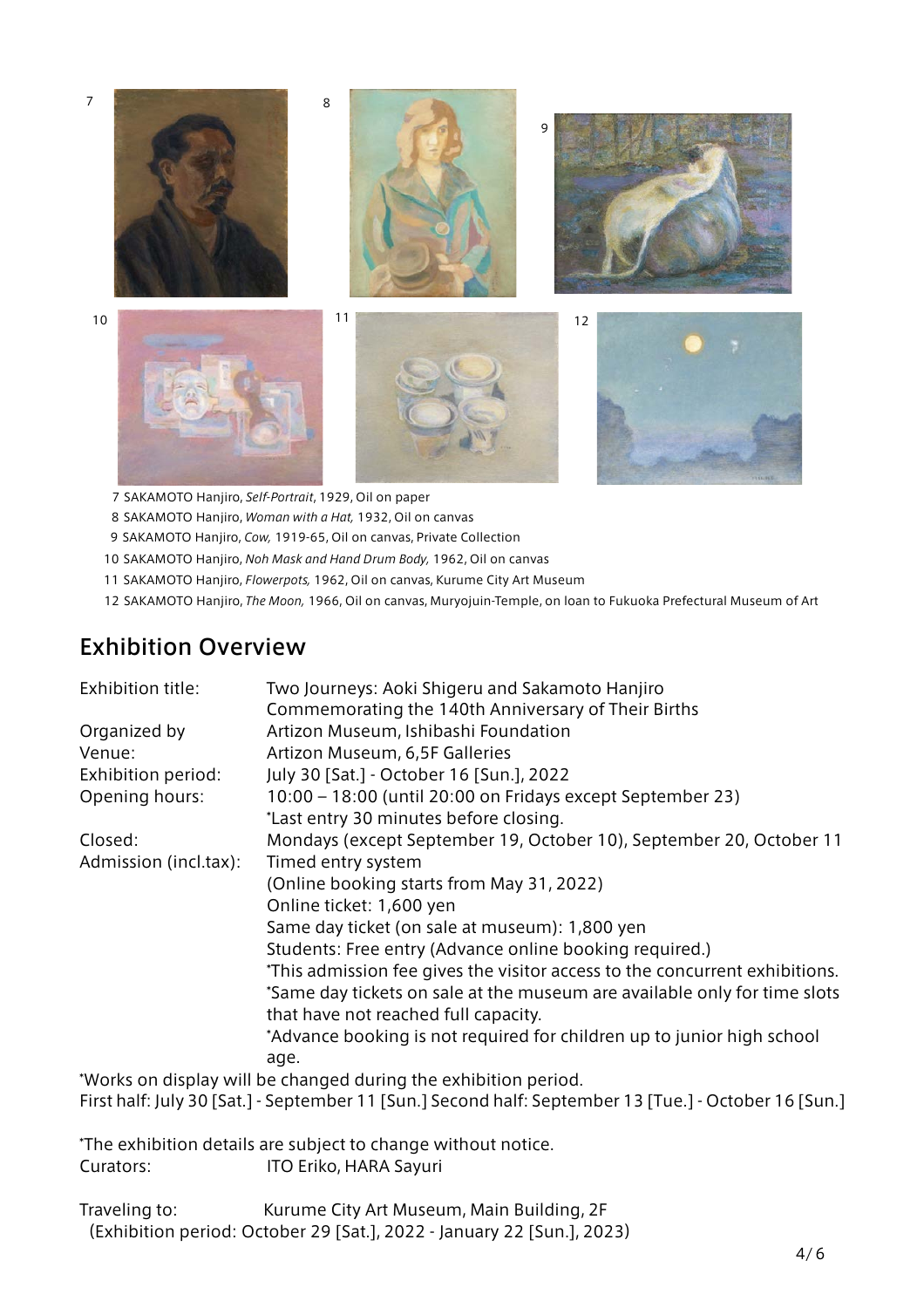7 SAKAMOTO Hanjiro, *Self-Portrait*, 1929, Oil on paper

8 SAKAMOTO Hanjiro, *Woman with a Hat,* 1932, Oil on canvas

9 SAKAMOTO Hanjiro, *Cow,* 1919-65, Oil on canvas, Private Collection

10 SAKAMOTO Hanjiro, *Noh Mask and Hand Drum Body,* 1962, Oil on canvas

11 SAKAMOTO Hanjiro, *Flowerpots,* 1962, Oil on canvas, Kurume City Art Museum

12 SAKAMOTO Hanjiro, *The Moon,* 1966, Oil on canvas, Muryojuin-Temple, on loan to Fukuoka Prefectural Museum of Art

## Exhibition Overview

| | |
|---|---|
| Exhibition title: | Two Journeys: Aoki Shigeru and Sakamoto Hanjiro<br>Commemorating the 140th Anniversary of Their Births |
| Organized by | Artizon Museum, Ishibashi Foundation |
| Venue: | Artizon Museum, 6,5F Galleries |
| Exhibition period: | July 30 [Sat.] - October 16 [Sun.], 2022 |
| Opening hours: | 10:00 – 18:00 (until 20:00 on Fridays except September 23)<br>*Last entry 30 minutes before closing. |
| Closed: | Mondays (except September 19, October 10), September 20, October 11 |
| Admission (incl.tax): | Timed entry system<br>(Online booking starts from May 31, 2022)<br>Online ticket: 1,600 yen<br>Same day ticket (on sale at museum): 1,800 yen<br>Students: Free entry (Advance online booking required.)<br>*This admission fee gives the visitor access to the concurrent exhibitions.<br>*Same day tickets on sale at the museum are available only for time slots that have not reached full capacity.<br>*Advance booking is not required for children up to junior high school age. |

*Works on display will be changed during the exhibition period.
First half: July 30 [Sat.] - September 11 [Sun.] Second half: September 13 [Tue.] - October 16 [Sun.]

*The exhibition details are subject to change without notice.

Curators: ITO Eriko, HARA Sayuri

Traveling to: Kurume City Art Museum, Main Building, 2F
(Exhibition period: October 29 [Sat.], 2022 - January 22 [Sun.], 2023)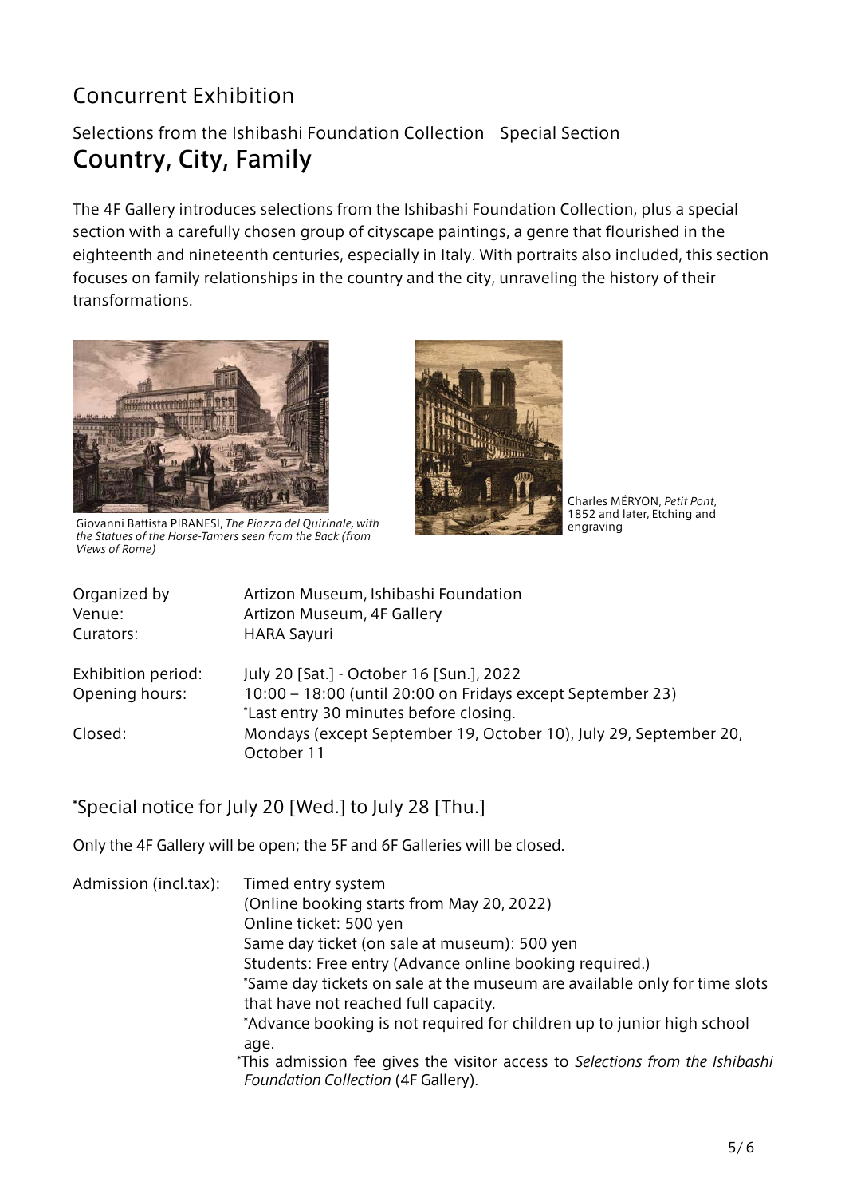# Concurrent Exhibition

## Selections from the Ishibashi Foundation Collection　Special Section

## Country, City, Family

The 4F Gallery introduces selections from the Ishibashi Foundation Collection, plus a special section with a carefully chosen group of cityscape paintings, a genre that flourished in the eighteenth and nineteenth centuries, especially in Italy. With portraits also included, this section focuses on family relationships in the country and the city, unraveling the history of their transformations.

Giovanni Battista PIRANESI, *The Piazza del Quirinale, with the Statues of the Horse-Tamers seen from the Back (from Views of Rome)*

Charles MÉRYON, *Petit Pont*, 1852 and later, Etching and engraving

| | |
|---|---|
| Organized by | Artizon Museum, Ishibashi Foundation |
| Venue: | Artizon Museum, 4F Gallery |
| Curators: | HARA Sayuri |
| Exhibition period: | July 20 [Sat.] - October 16 [Sun.], 2022 |
| Opening hours: | 10:00 – 18:00 (until 20:00 on Fridays except September 23)<br>*Last entry 30 minutes before closing. |
| Closed: | Mondays (except September 19, October 10), July 29, September 20, October 11 |

### *Special notice for July 20 [Wed.] to July 28 [Thu.]

Only the 4F Gallery will be open; the 5F and 6F Galleries will be closed.

| | |
|---|---|
| Admission (incl.tax): | Timed entry system<br>(Online booking starts from May 20, 2022)<br>Online ticket: 500 yen<br>Same day ticket (on sale at museum): 500 yen<br>Students: Free entry (Advance online booking required.)<br>*Same day tickets on sale at the museum are available only for time slots that have not reached full capacity.<br>*Advance booking is not required for children up to junior high school age.<br>*This admission fee gives the visitor access to *Selections from the Ishibashi Foundation Collection* (4F Gallery). |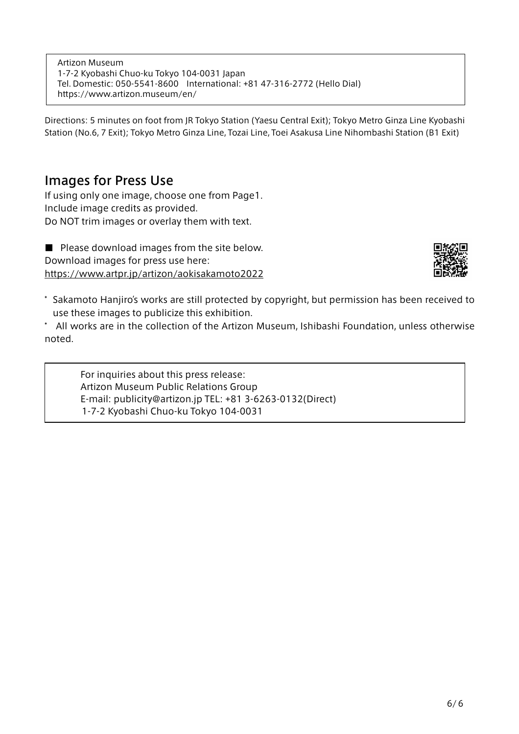Artizon Museum
1-7-2 Kyobashi Chuo-ku Tokyo 104-0031 Japan
Tel. Domestic: 050-5541-8600　International: +81 47-316-2772 (Hello Dial)
https://www.artizon.museum/en/

Directions: 5 minutes on foot from JR Tokyo Station (Yaesu Central Exit); Tokyo Metro Ginza Line Kyobashi Station (No.6, 7 Exit); Tokyo Metro Ginza Line, Tozai Line, Toei Asakusa Line Nihombashi Station (B1 Exit)

## Images for Press Use

If using only one image, choose one from Page1.
Include image credits as provided.
Do NOT trim images or overlay them with text.

■ Please download images from the site below.
Download images for press use here:
https://www.artpr.jp/artizon/aokisakamoto2022

* Sakamoto Hanjiro's works are still protected by copyright, but permission has been received to use these images to publicize this exhibition.
* All works are in the collection of the Artizon Museum, Ishibashi Foundation, unless otherwise noted.

For inquiries about this press release:
Artizon Museum Public Relations Group
E-mail: publicity@artizon.jp TEL: +81 3-6263-0132(Direct)
1-7-2 Kyobashi Chuo-ku Tokyo 104-0031